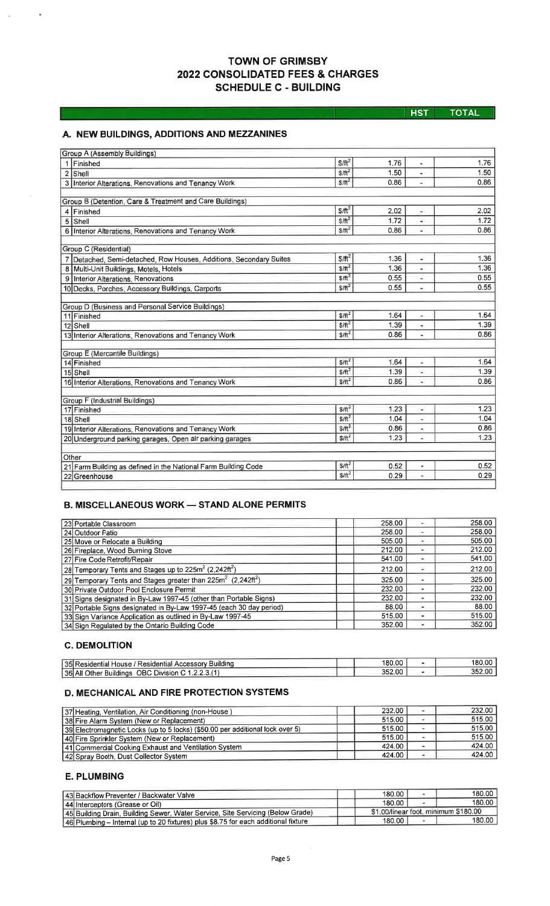# TOWN OF GRIMSBY
# 2022 CONSOLIDATED FEES & CHARGES
# SCHEDULE C - BUILDING

## A. NEW BUILDINGS, ADDITIONS AND MEZZANINES

| # | Description | Unit | Fee | HST | TOTAL |
|---|---|---|---|---|---|
| | **Group A (Assembly Buildings)** | | | | |
| 1 | Finished | $/ft$^2$ | 1.76 | - | 1.76 |
| 2 | Shell | $/ft$^2$ | 1.50 | - | 1.50 |
| 3 | Interior Alterations, Renovations and Tenancy Work | $/ft$^2$ | 0.86 | - | 0.86 |
| | **Group B (Detention, Care & Treatment and Care Buildings)** | | | | |
| 4 | Finished | $/ft$^2$ | 2.02 | - | 2.02 |
| 5 | Shell | $/ft$^2$ | 1.72 | - | 1.72 |
| 6 | Interior Alterations, Renovations and Tenancy Work | $/ft$^2$ | 0.86 | - | 0.86 |
| | **Group C (Residential)** | | | | |
| 7 | Detached, Semi-detached, Row Houses, Additions, Secondary Suites | $/ft$^2$ | 1.36 | - | 1.36 |
| 8 | Multi-Unit Buildings, Motels, Hotels | $/ft$^2$ | 1.36 | - | 1.36 |
| 9 | Interior Alterations, Renovations | $/ft$^2$ | 0.55 | - | 0.55 |
| 10 | Decks, Porches, Accessory Buildings, Carports | $/ft$^2$ | 0.55 | - | 0.55 |
| | **Group D (Business and Personal Service Buildings)** | | | | |
| 11 | Finished | $/ft$^2$ | 1.64 | - | 1.64 |
| 12 | Shell | $/ft$^2$ | 1.39 | - | 1.39 |
| 13 | Interior Alterations, Renovations and Tenancy Work | $/ft$^2$ | 0.86 | - | 0.86 |
| | **Group E (Mercantile Buildings)** | | | | |
| 14 | Finished | $/ft$^2$ | 1.64 | - | 1.64 |
| 15 | Shell | $/ft$^2$ | 1.39 | - | 1.39 |
| 16 | Interior Alterations, Renovations and Tenancy Work | $/ft$^2$ | 0.86 | - | 0.86 |
| | **Group F (Industrial Buildings)** | | | | |
| 17 | Finished | $/ft$^2$ | 1.23 | - | 1.23 |
| 18 | Shell | $/ft$^2$ | 1.04 | - | 1.04 |
| 19 | Interior Alterations, Renovations and Tenancy Work | $/ft$^2$ | 0.86 | - | 0.86 |
| 20 | Underground parking garages, Open air parking garages | $/ft$^2$ | 1.23 | - | 1.23 |
| | **Other** | | | | |
| 21 | Farm Building as defined in the National Farm Building Code | $/ft$^2$ | 0.52 | - | 0.52 |
| 22 | Greenhouse | $/ft$^2$ | 0.29 | - | 0.29 |

## B. MISCELLANEOUS WORK — STAND ALONE PERMITS

| # | Description | Unit | Fee | HST | TOTAL |
|---|---|---|---|---|---|
| 23 | Portable Classroom | | 258.00 | - | 258.00 |
| 24 | Outdoor Patio | | 258.00 | - | 258.00 |
| 25 | Move or Relocate a Building | | 505.00 | - | 505.00 |
| 26 | Fireplace, Wood Burning Stove | | 212.00 | - | 212.00 |
| 27 | Fire Code Retrofit/Repair | | 541.00 | - | 541.00 |
| 28 | Temporary Tents and Stages up to 225m$^2$ (2,242ft$^2$) | | 212.00 | - | 212.00 |
| 29 | Temporary Tents and Stages greater than 225m$^2$ (2,242ft$^2$) | | 325.00 | - | 325.00 |
| 30 | Private Outdoor Pool Enclosure Permit | | 232.00 | - | 232.00 |
| 31 | Signs designated in By-Law 1997-45 (other than Portable Signs) | | 232.00 | - | 232.00 |
| 32 | Portable Signs designated in By-Law 1997-45 (each 30 day period) | | 88.00 | - | 88.00 |
| 33 | Sign Variance Application as outlined in By-Law 1997-45 | | 515.00 | - | 515.00 |
| 34 | Sign Regulated by the Ontario Building Code | | 352.00 | - | 352.00 |

## C. DEMOLITION

| # | Description | Unit | Fee | HST | TOTAL |
|---|---|---|---|---|---|
| 35 | Residential House / Residential Accessory Building | | 180.00 | - | 180.00 |
| 36 | All Other Buildings OBC Division C 1.2.2.3.(1) | | 352.00 | - | 352.00 |

## D. MECHANICAL AND FIRE PROTECTION SYSTEMS

| # | Description | Unit | Fee | HST | TOTAL |
|---|---|---|---|---|---|
| 37 | Heating, Ventilation, Air Conditioning (non-House) | | 232.00 | - | 232.00 |
| 38 | Fire Alarm System (New or Replacement) | | 515.00 | - | 515.00 |
| 39 | Electromagnetic Locks (up to 5 locks) ($50.00 per additional lock over 5) | | 515.00 | - | 515.00 |
| 40 | Fire Sprinkler System (New or Replacement) | | 515.00 | - | 515.00 |
| 41 | Commercial Cooking Exhaust and Ventilation System | | 424.00 | - | 424.00 |
| 42 | Spray Booth, Dust Collector System | | 424.00 | - | 424.00 |

## E. PLUMBING

| # | Description | Unit | Fee | HST | TOTAL |
|---|---|---|---|---|---|
| 43 | Backflow Preventer / Backwater Valve | | 180.00 | - | 180.00 |
| 44 | Interceptors (Grease or Oil) | | 180.00 | - | 180.00 |
| 45 | Building Drain, Building Sewer, Water Service, Site Servicing (Below Grade) | | $1.00/linear foot, minimum $180.00 | | |
| 46 | Plumbing – Internal (up to 20 fixtures) plus $8.75 for each additional fixture | | 180.00 | - | 180.00 |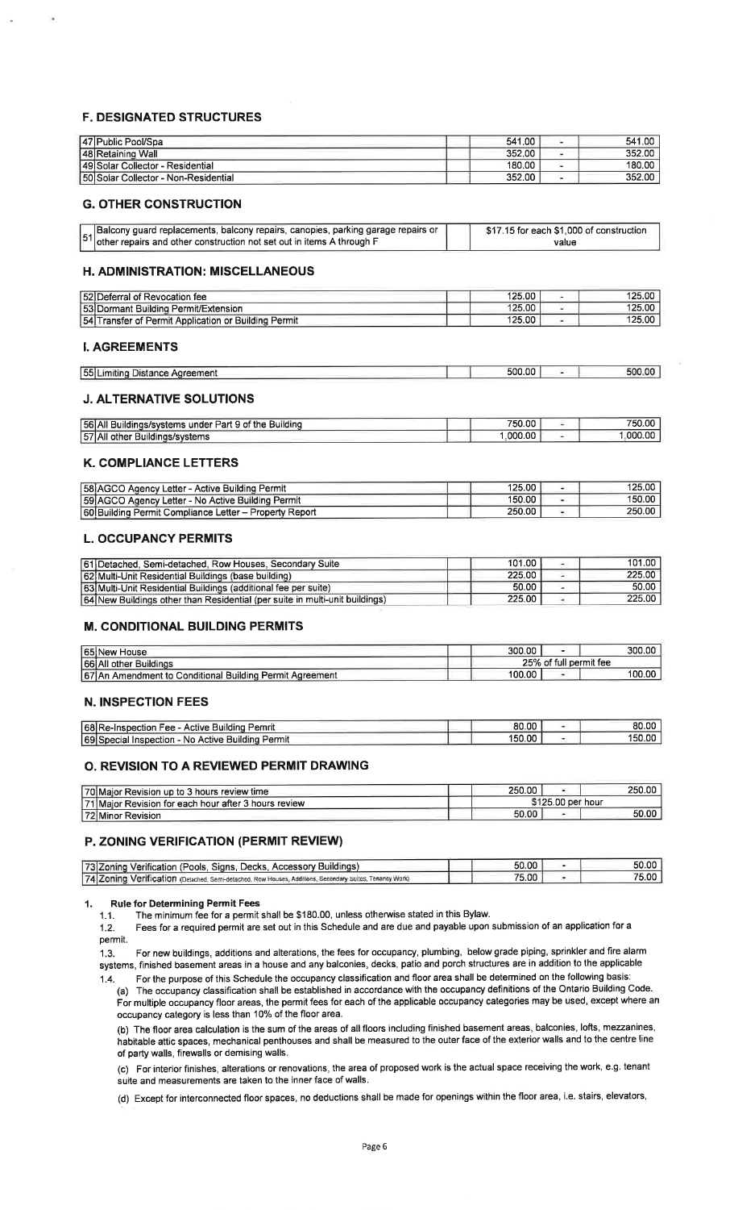## F. DESIGNATED STRUCTURES

| # | Item | | | | |
|---|---|---|---|---|---|
| 47 | Public Pool/Spa | | 541.00 | - | 541.00 |
| 48 | Retaining Wall | | 352.00 | - | 352.00 |
| 49 | Solar Collector - Residential | | 180.00 | - | 180.00 |
| 50 | Solar Collector - Non-Residential | | 352.00 | - | 352.00 |

## G. OTHER CONSTRUCTION

| # | Item | | |
|---|---|---|---|
| 51 | Balcony guard replacements, balcony repairs, canopies, parking garage repairs or other repairs and other construction not set out in items A through F | | $17.15 for each $1,000 of construction value |

## H. ADMINISTRATION: MISCELLANEOUS

| # | Item | | | | |
|---|---|---|---|---|---|
| 52 | Deferral of Revocation fee | | 125.00 | - | 125.00 |
| 53 | Dormant Building Permit/Extension | | 125.00 | - | 125.00 |
| 54 | Transfer of Permit Application or Building Permit | | 125.00 | - | 125.00 |

## I. AGREEMENTS

| # | Item | | | | |
|---|---|---|---|---|---|
| 55 | Limiting Distance Agreement | | 500.00 | - | 500.00 |

## J. ALTERNATIVE SOLUTIONS

| # | Item | | | | |
|---|---|---|---|---|---|
| 56 | All Buildings/systems under Part 9 of the Building | | 750.00 | - | 750.00 |
| 57 | All other Buildings/systems | | 1,000.00 | - | 1,000.00 |

## K. COMPLIANCE LETTERS

| # | Item | | | | |
|---|---|---|---|---|---|
| 58 | AGCO Agency Letter - Active Building Permit | | 125.00 | - | 125.00 |
| 59 | AGCO Agency Letter - No Active Building Permit | | 150.00 | - | 150.00 |
| 60 | Building Permit Compliance Letter – Property Report | | 250.00 | - | 250.00 |

## L. OCCUPANCY PERMITS

| # | Item | | | | |
|---|---|---|---|---|---|
| 61 | Detached, Semi-detached, Row Houses, Secondary Suite | | 101.00 | - | 101.00 |
| 62 | Multi-Unit Residential Buildings (base building) | | 225.00 | - | 225.00 |
| 63 | Multi-Unit Residential Buildings (additional fee per suite) | | 50.00 | - | 50.00 |
| 64 | New Buildings other than Residential (per suite in multi-unit buildings) | | 225.00 | - | 225.00 |

## M. CONDITIONAL BUILDING PERMITS

| # | Item | | | | |
|---|---|---|---|---|---|
| 65 | New House | | 300.00 | - | 300.00 |
| 66 | All other Buildings | | 25% of full permit fee | | |
| 67 | An Amendment to Conditional Building Permit Agreement | | 100.00 | - | 100.00 |

## N. INSPECTION FEES

| # | Item | | | | |
|---|---|---|---|---|---|
| 68 | Re-Inspection Fee - Active Building Pemrit | | 80.00 | - | 80.00 |
| 69 | Special Inspection - No Active Building Permit | | 150.00 | - | 150.00 |

## O. REVISION TO A REVIEWED PERMIT DRAWING

| # | Item | | | | |
|---|---|---|---|---|---|
| 70 | Major Revision up to 3 hours review time | | 250.00 | - | 250.00 |
| 71 | Major Revision for each hour after 3 hours review | | $125.00 per hour | | |
| 72 | Minor Revision | | 50.00 | - | 50.00 |

## P. ZONING VERIFICATION (PERMIT REVIEW)

| # | Item | | | | |
|---|---|---|---|---|---|
| 73 | Zoning Verification (Pools, Signs, Decks, Accessory Buildings) | | 50.00 | - | 50.00 |
| 74 | Zoning Verification (Detached, Semi-detached, Row Houses, Additions, Secondary Suites, Tenancy Work) | | 75.00 | - | 75.00 |

1. **Rule for Determining Permit Fees**

   1.1. The minimum fee for a permit shall be $180.00, unless otherwise stated in this Bylaw.

   1.2. Fees for a required permit are set out in this Schedule and are due and payable upon submission of an application for a permit.

   1.3. For new buildings, additions and alterations, the fees for occupancy, plumbing, below grade piping, sprinkler and fire alarm systems, finished basement areas in a house and any balconies, decks, patio and porch structures are in addition to the applicable

   1.4. For the purpose of this Schedule the occupancy classification and floor area shall be determined on the following basis:

   (a) The occupancy classification shall be established in accordance with the occupancy definitions of the Ontario Building Code. For multiple occupancy floor areas, the permit fees for each of the applicable occupancy categories may be used, except where an occupancy category is less than 10% of the floor area.

   (b) The floor area calculation is the sum of the areas of all floors including finished basement areas, balconies, lofts, mezzanines, habitable attic spaces, mechanical penthouses and shall be measured to the outer face of the exterior walls and to the centre line of party walls, firewalls or demising walls.

   (c) For interior finishes, alterations or renovations, the area of proposed work is the actual space receiving the work, e.g. tenant suite and measurements are taken to the inner face of walls.

   (d) Except for interconnected floor spaces, no deductions shall be made for openings within the floor area, i.e. stairs, elevators,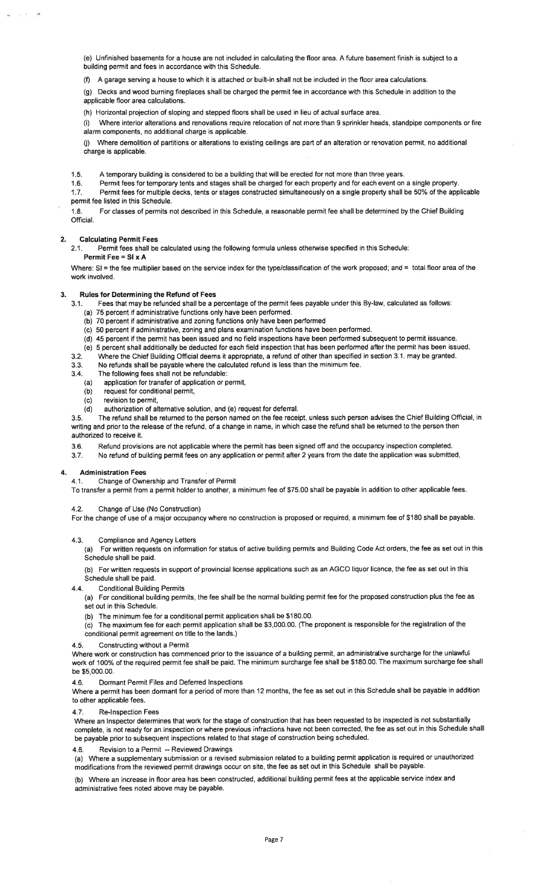(e) Unfinished basements for a house are not included in calculating the floor area. A future basement finish is subject to a building permit and fees in accordance with this Schedule.

(f) A garage serving a house to which it is attached or built-in shall not be included in the floor area calculations.

(g) Decks and wood burning fireplaces shall be charged the permit fee in accordance with this Schedule in addition to the applicable floor area calculations.

(h) Horizontal projection of sloping and stepped floors shall be used in lieu of actual surface area.

(i) Where interior alterations and renovations require relocation of not more than 9 sprinkler heads, standpipe components or fire alarm components, no additional charge is applicable.

(j) Where demolition of partitions or alterations to existing ceilings are part of an alteration or renovation permit, no additional charge is applicable.

1.5. A temporary building is considered to be a building that will be erected for not more than three years.

1.6. Permit fees for temporary tents and stages shall be charged for each property and for each event on a single property.

1.7. Permit fees for multiple decks, tents or stages constructed simultaneously on a single property shall be 50% of the applicable permit fee listed in this Schedule.

1.8. For classes of permits not described in this Schedule, a reasonable permit fee shall be determined by the Chief Building Official.

## 2. Calculating Permit Fees

2.1. Permit fees shall be calculated using the following formula unless otherwise specified in this Schedule:

**Permit Fee = SI x A**

Where: SI = the fee multiplier based on the service index for the type/classification of the work proposed; and = total floor area of the work involved.

## 3. Rules for Determining the Refund of Fees

3.1. Fees that may be refunded shall be a percentage of the permit fees payable under this By-law, calculated as follows:

(a) 75 percent if administrative functions only have been performed.
(b) 70 percent if administrative and zoning functions only have been performed
(c) 50 percent if administrative, zoning and plans examination functions have been performed.
(d) 45 percent if the permit has been issued and no field inspections have been performed subsequent to permit issuance.
(e) 5 percent shall additionally be deducted for each field inspection that has been performed after the permit has been issued.

3.2. Where the Chief Building Official deems it appropriate, a refund of other than specified in section 3.1. may be granted.

3.3. No refunds shall be payable where the calculated refund is less than the minimum fee.

3.4. The following fees shall not be refundable:

(a) application for transfer of application or permit,
(b) request for conditional permit,
(c) revision to permit,
(d) authorization of alternative solution, and (e) request for deferral.

3.5. The refund shall be returned to the person named on the fee receipt, unless such person advises the Chief Building Official, in writing and prior to the release of the refund, of a change in name, in which case the refund shall be returned to the person then authorized to receive it.

3.6. Refund provisions are not applicable where the permit has been signed off and the occupancy inspection completed.

3.7. No refund of building permit fees on any application or permit after 2 years from the date the application was submitted,

## 4. Administration Fees

4.1. Change of Ownership and Transfer of Permit

To transfer a permit from a permit holder to another, a minimum fee of $75.00 shall be payable in addition to other applicable fees.

4.2. Change of Use (No Construction)

For the change of use of a major occupancy where no construction is proposed or required, a minimum fee of $180 shall be payable.

4.3. Compliance and Agency Letters

(a) For written requests on information for status of active building permits and Building Code Act orders, the fee as set out in this Schedule shall be paid.

(b) For written requests in support of provincial license applications such as an AGCO liquor licence, the fee as set out in this Schedule shall be paid.

4.4. Conditional Building Permits

(a) For conditional building permits, the fee shall be the normal building permit fee for the proposed construction plus the fee as set out in this Schedule.

(b) The minimum fee for a conditional permit application shall be $180.00.

(c) The maximum fee for each permit application shall be $3,000.00. (The proponent is responsible for the registration of the conditional permit agreement on title to the lands.)

4.5. Constructing without a Permit

Where work or construction has commenced prior to the issuance of a building permit, an administrative surcharge for the unlawful work of 100% of the required permit fee shall be paid. The minimum surcharge fee shall be $180.00. The maximum surcharge fee shall be $5,000.00.

4.6. Dormant Permit Files and Deferred Inspections

Where a permit has been dormant for a period of more than 12 months, the fee as set out in this Schedule shall be payable in addition to other applicable fees.

4.7. Re-Inspection Fees

Where an Inspector determines that work for the stage of construction that has been requested to be inspected is not substantially complete, is not ready for an inspection or where previous infractions have not been corrected, the fee as set out in this Schedule shall be payable prior to subsequent inspections related to that stage of construction being scheduled.

4.8. Revision to a Permit -- Reviewed Drawings

(a) Where a supplementary submission or a revised submission related to a building permit application is required or unauthorized modifications from the reviewed permit drawings occur on site, the fee as set out in this Schedule shall be payable.

(b) Where an increase in floor area has been constructed, additional building permit fees at the applicable service index and administrative fees noted above may be payable.